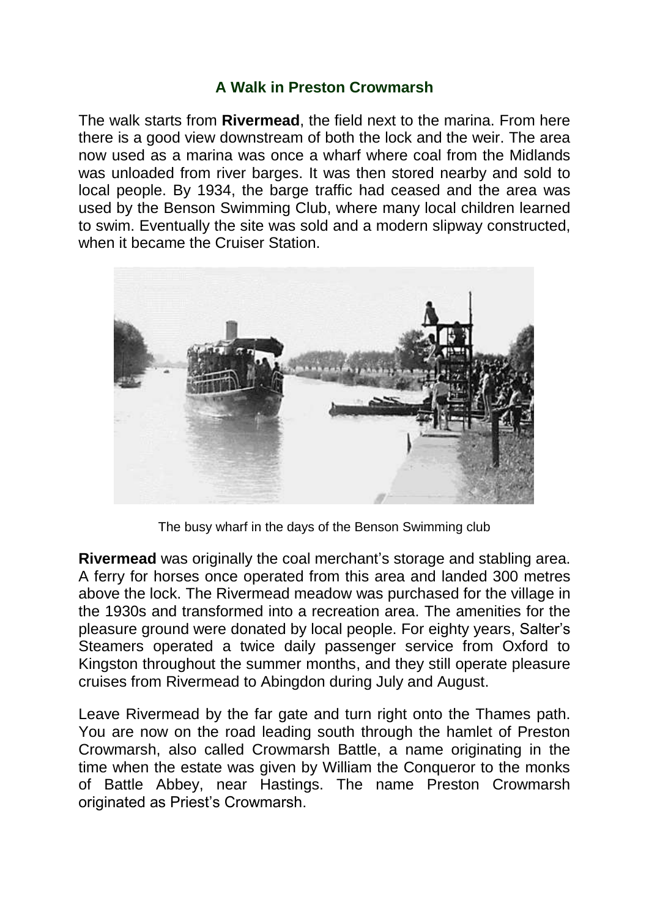## A Walk in Preston Crowmarsh

The walk starts from **Rivermead**, the field next to the marina. From here there is a good view downstream of both the lock and the weir. The area now used as a marina was once a wharf where coal from the Midlands was unloaded from river barges. It was then stored nearby and sold to local people. By 1934, the barge traffic had ceased and the area was used by the Benson Swimming Club, where many local children learned to swim. Eventually the site was sold and a modern slipway constructed, when it became the Cruiser Station.

The busy wharf in the days of the Benson Swimming club

**Rivermead** was originally the coal merchant's storage and stabling area. A ferry for horses once operated from this area and landed 300 metres above the lock. The Rivermead meadow was purchased for the village in the 1930s and transformed into a recreation area. The amenities for the pleasure ground were donated by local people. For eighty years, Salter's Steamers operated a twice daily passenger service from Oxford to Kingston throughout the summer months, and they still operate pleasure cruises from Rivermead to Abingdon during July and August.

Leave Rivermead by the far gate and turn right onto the Thames path. You are now on the road leading south through the hamlet of Preston Crowmarsh, also called Crowmarsh Battle, a name originating in the time when the estate was given by William the Conqueror to the monks of Battle Abbey, near Hastings. The name Preston Crowmarsh originated as Priest's Crowmarsh.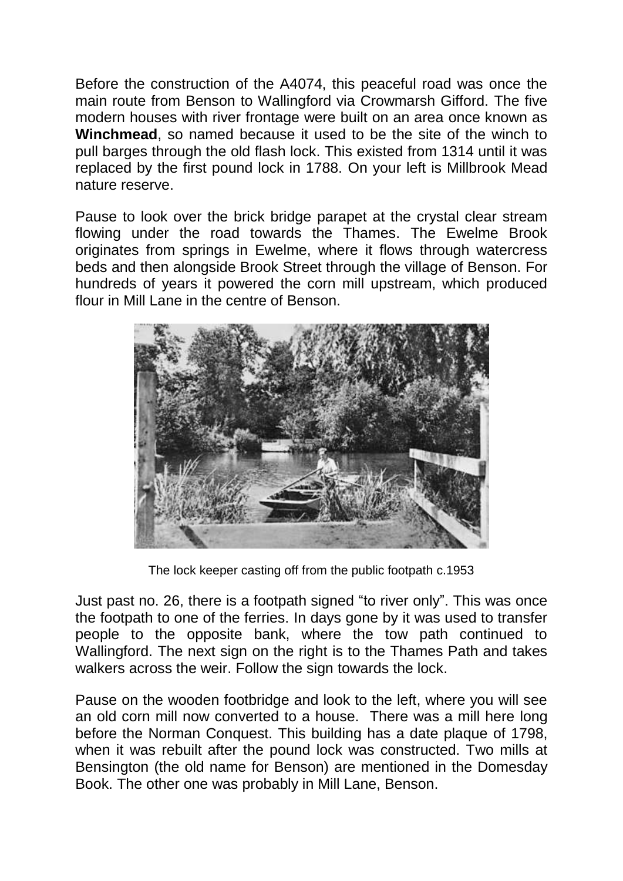Before the construction of the A4074, this peaceful road was once the main route from Benson to Wallingford via Crowmarsh Gifford. The five modern houses with river frontage were built on an area once known as **Winchmead**, so named because it used to be the site of the winch to pull barges through the old flash lock. This existed from 1314 until it was replaced by the first pound lock in 1788. On your left is Millbrook Mead nature reserve.

Pause to look over the brick bridge parapet at the crystal clear stream flowing under the road towards the Thames. The Ewelme Brook originates from springs in Ewelme, where it flows through watercress beds and then alongside Brook Street through the village of Benson. For hundreds of years it powered the corn mill upstream, which produced flour in Mill Lane in the centre of Benson.

The lock keeper casting off from the public footpath c.1953

Just past no. 26, there is a footpath signed "to river only". This was once the footpath to one of the ferries. In days gone by it was used to transfer people to the opposite bank, where the tow path continued to Wallingford. The next sign on the right is to the Thames Path and takes walkers across the weir. Follow the sign towards the lock.

Pause on the wooden footbridge and look to the left, where you will see an old corn mill now converted to a house. There was a mill here long before the Norman Conquest. This building has a date plaque of 1798, when it was rebuilt after the pound lock was constructed. Two mills at Bensington (the old name for Benson) are mentioned in the Domesday Book. The other one was probably in Mill Lane, Benson.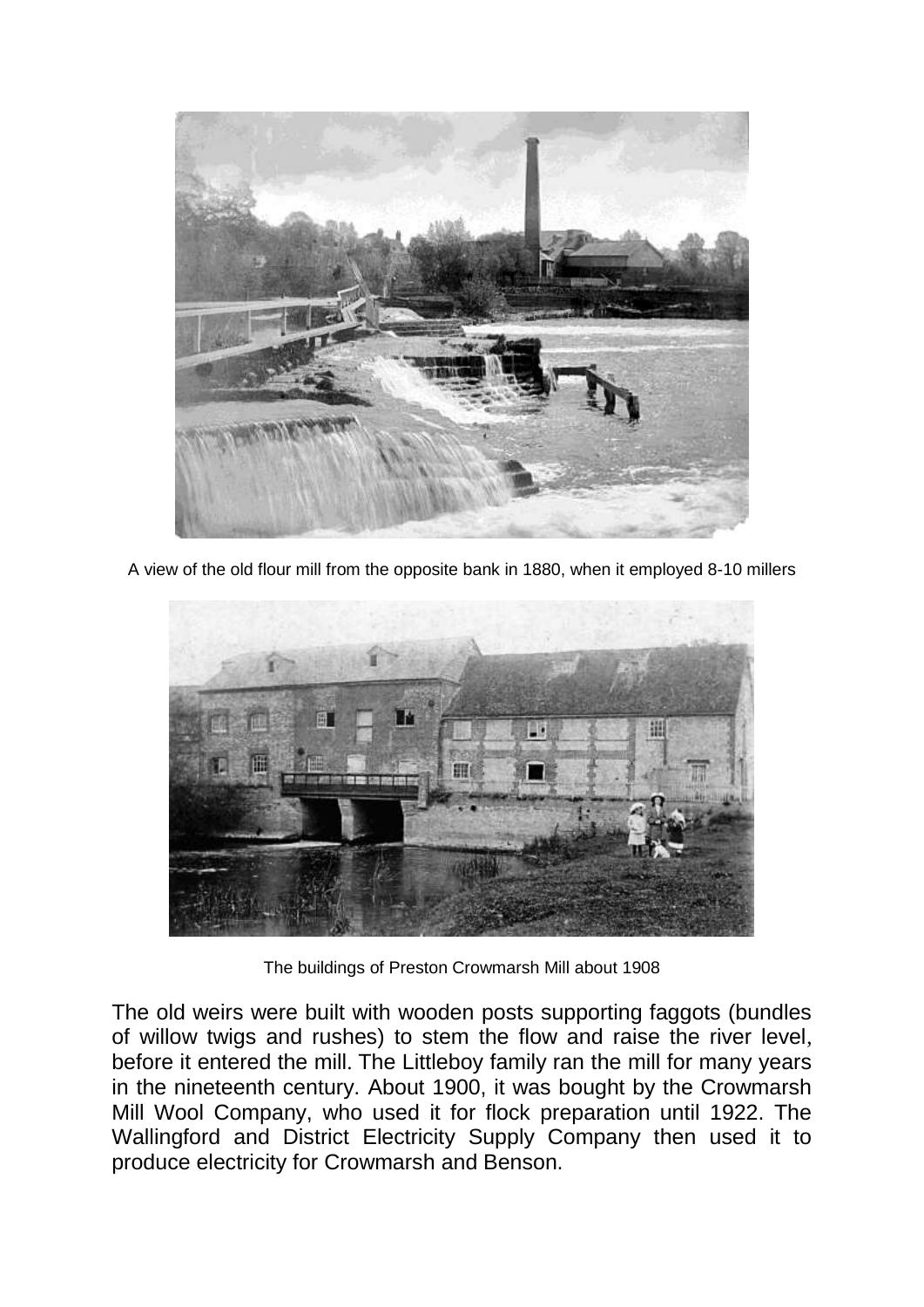A view of the old flour mill from the opposite bank in 1880, when it employed 8-10 millers

The buildings of Preston Crowmarsh Mill about 1908

The old weirs were built with wooden posts supporting faggots (bundles of willow twigs and rushes) to stem the flow and raise the river level, before it entered the mill. The Littleboy family ran the mill for many years in the nineteenth century. About 1900, it was bought by the Crowmarsh Mill Wool Company, who used it for flock preparation until 1922. The Wallingford and District Electricity Supply Company then used it to produce electricity for Crowmarsh and Benson.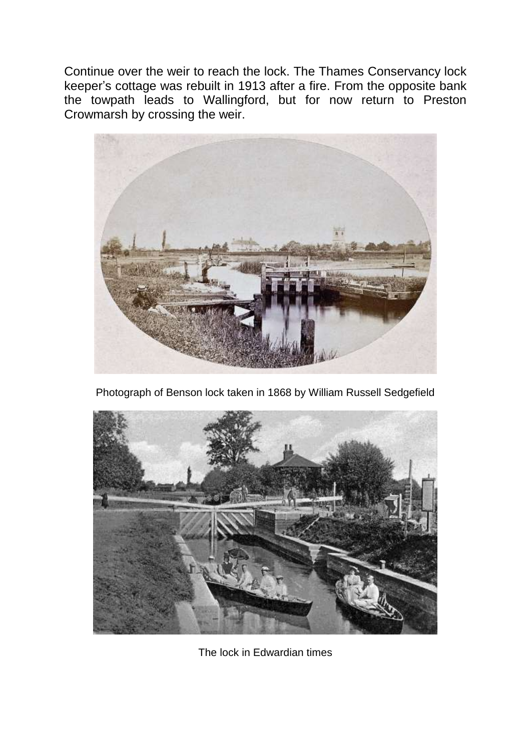Continue over the weir to reach the lock. The Thames Conservancy lock keeper's cottage was rebuilt in 1913 after a fire. From the opposite bank the towpath leads to Wallingford, but for now return to Preston Crowmarsh by crossing the weir.

Photograph of Benson lock taken in 1868 by William Russell Sedgefield

The lock in Edwardian times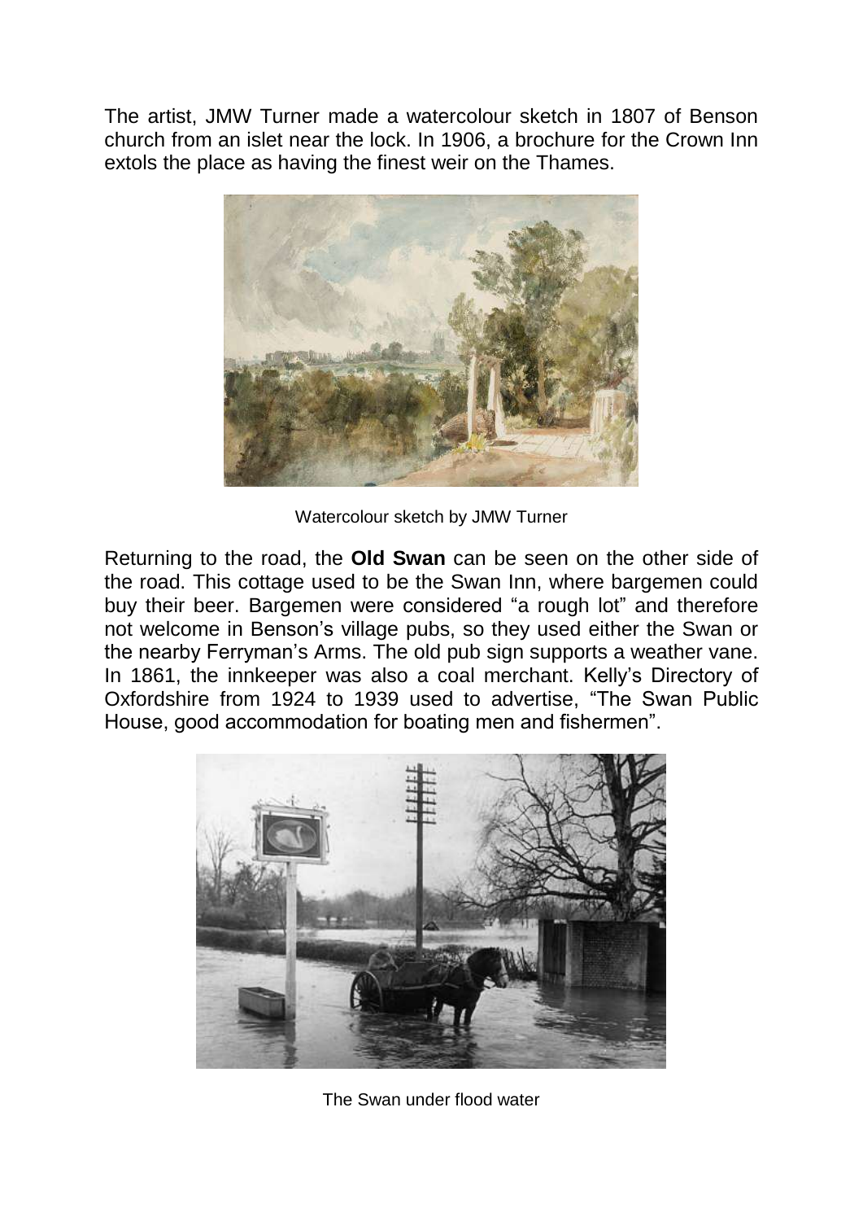The artist, JMW Turner made a watercolour sketch in 1807 of Benson church from an islet near the lock. In 1906, a brochure for the Crown Inn extols the place as having the finest weir on the Thames.

Watercolour sketch by JMW Turner

Returning to the road, the **Old Swan** can be seen on the other side of the road. This cottage used to be the Swan Inn, where bargemen could buy their beer. Bargemen were considered "a rough lot" and therefore not welcome in Benson's village pubs, so they used either the Swan or the nearby Ferryman's Arms. The old pub sign supports a weather vane. In 1861, the innkeeper was also a coal merchant. Kelly's Directory of Oxfordshire from 1924 to 1939 used to advertise, "The Swan Public House, good accommodation for boating men and fishermen".

The Swan under flood water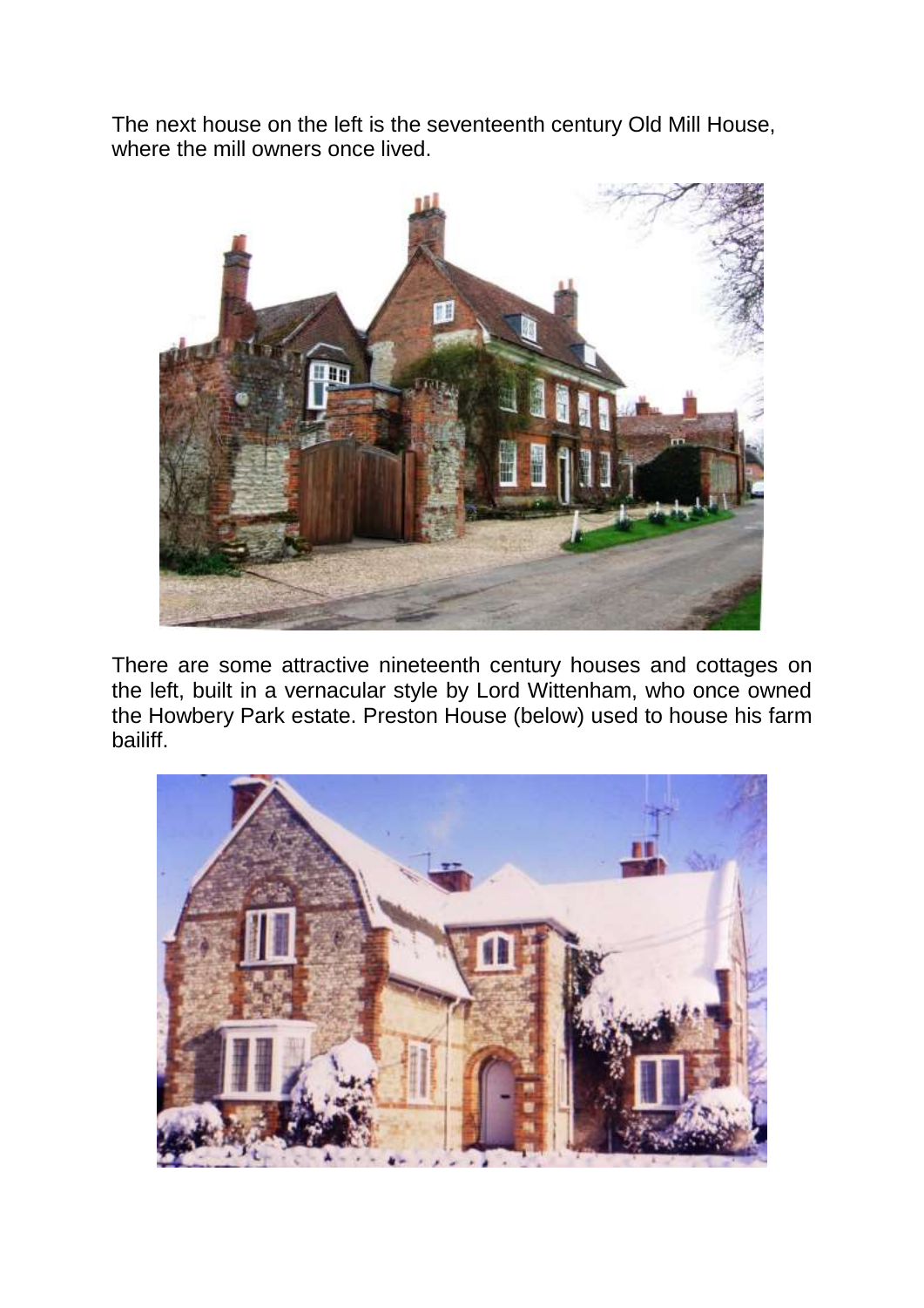The next house on the left is the seventeenth century Old Mill House, where the mill owners once lived.

There are some attractive nineteenth century houses and cottages on the left, built in a vernacular style by Lord Wittenham, who once owned the Howbery Park estate. Preston House (below) used to house his farm bailiff.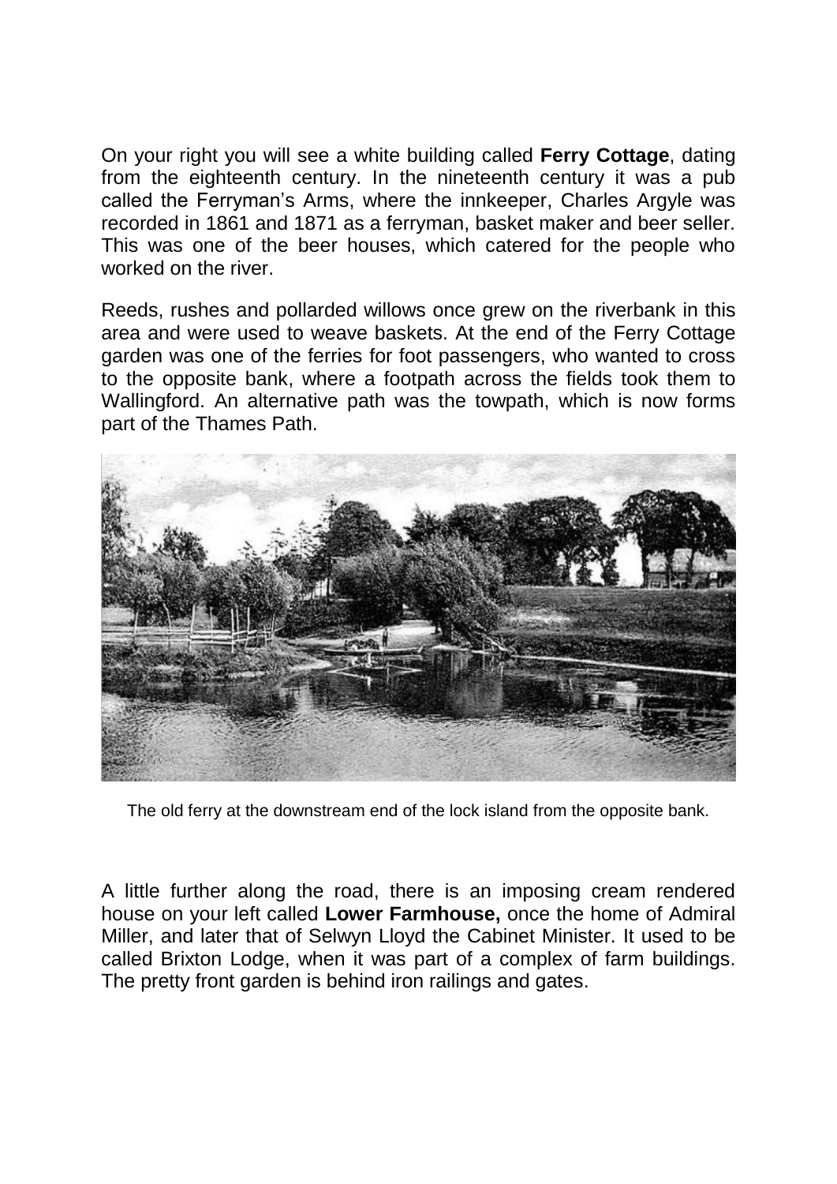On your right you will see a white building called **Ferry Cottage**, dating from the eighteenth century. In the nineteenth century it was a pub called the Ferryman's Arms, where the innkeeper, Charles Argyle was recorded in 1861 and 1871 as a ferryman, basket maker and beer seller. This was one of the beer houses, which catered for the people who worked on the river.

Reeds, rushes and pollarded willows once grew on the riverbank in this area and were used to weave baskets. At the end of the Ferry Cottage garden was one of the ferries for foot passengers, who wanted to cross to the opposite bank, where a footpath across the fields took them to Wallingford. An alternative path was the towpath, which is now forms part of the Thames Path.

The old ferry at the downstream end of the lock island from the opposite bank.

A little further along the road, there is an imposing cream rendered house on your left called **Lower Farmhouse,** once the home of Admiral Miller, and later that of Selwyn Lloyd the Cabinet Minister. It used to be called Brixton Lodge, when it was part of a complex of farm buildings. The pretty front garden is behind iron railings and gates.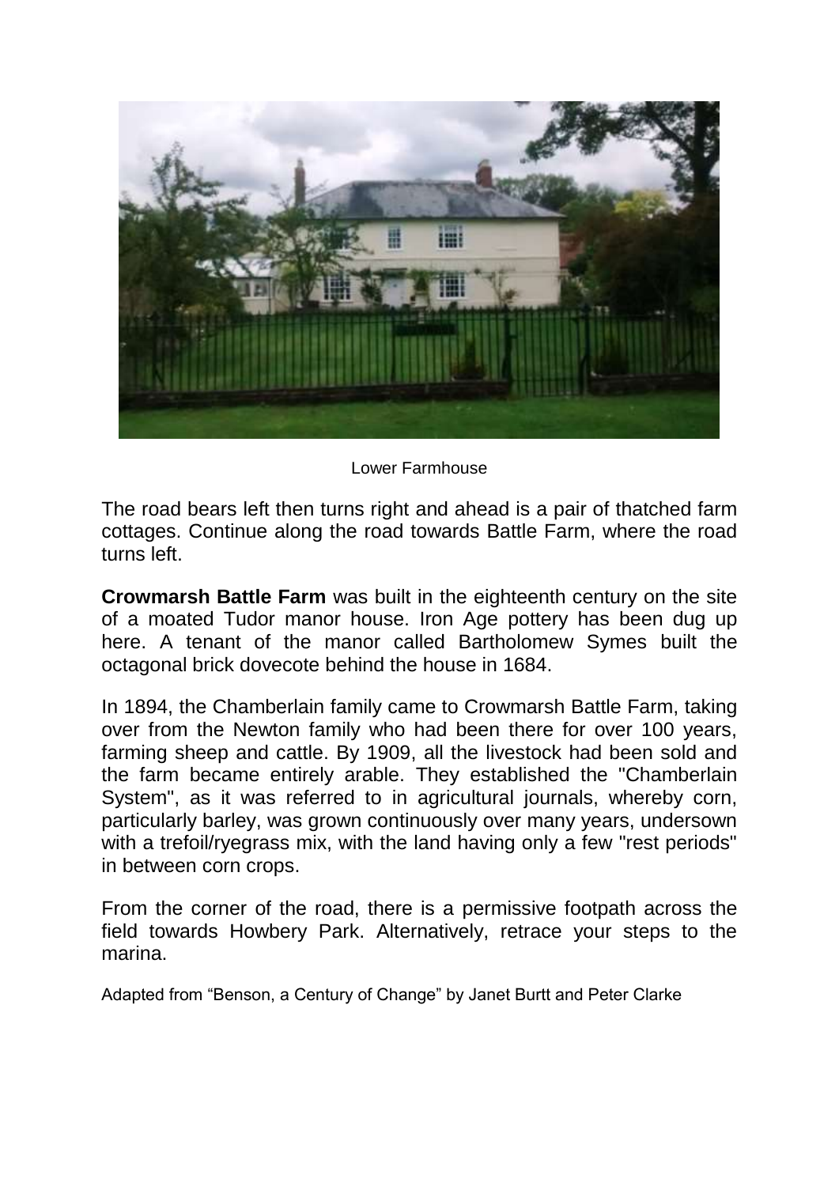Lower Farmhouse

The road bears left then turns right and ahead is a pair of thatched farm cottages. Continue along the road towards Battle Farm, where the road turns left.

**Crowmarsh Battle Farm** was built in the eighteenth century on the site of a moated Tudor manor house. Iron Age pottery has been dug up here. A tenant of the manor called Bartholomew Symes built the octagonal brick dovecote behind the house in 1684.

In 1894, the Chamberlain family came to Crowmarsh Battle Farm, taking over from the Newton family who had been there for over 100 years, farming sheep and cattle. By 1909, all the livestock had been sold and the farm became entirely arable. They established the "Chamberlain System", as it was referred to in agricultural journals, whereby corn, particularly barley, was grown continuously over many years, undersown with a trefoil/ryegrass mix, with the land having only a few "rest periods" in between corn crops.

From the corner of the road, there is a permissive footpath across the field towards Howbery Park. Alternatively, retrace your steps to the marina.

Adapted from “Benson, a Century of Change” by Janet Burtt and Peter Clarke